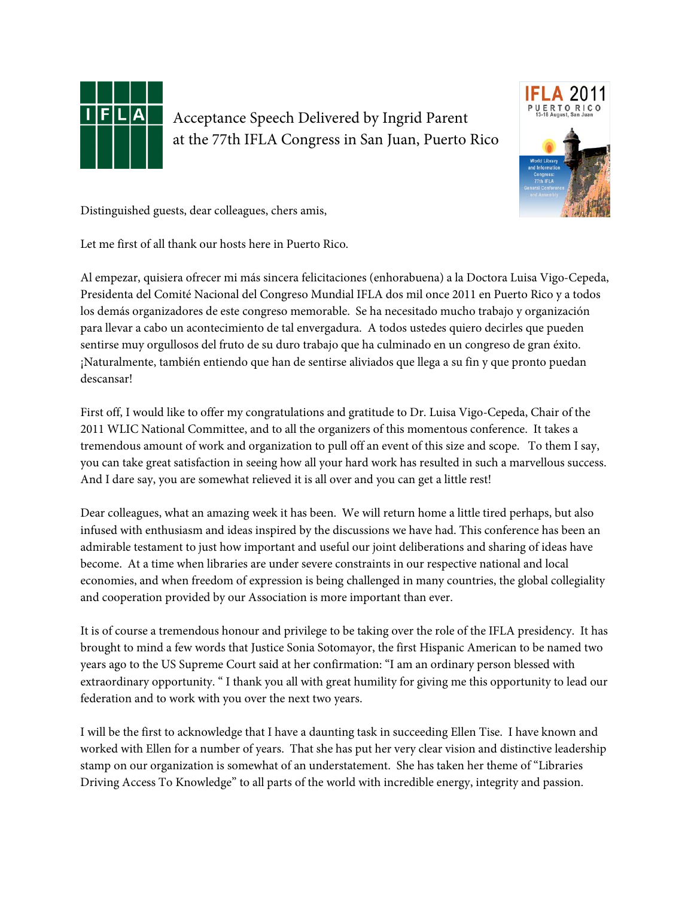# Acceptance Speech Delivered by Ingrid Parent at the 77th IFLA Congress in San Juan, Puerto Rico

Distinguished guests, dear colleagues, chers amis,

Let me first of all thank our hosts here in Puerto Rico.

Al empezar, quisiera ofrecer mi más sincera felicitaciones (enhorabuena) a la Doctora Luisa Vigo-Cepeda, Presidenta del Comité Nacional del Congreso Mundial IFLA dos mil once 2011 en Puerto Rico y a todos los demás organizadores de este congreso memorable. Se ha necesitado mucho trabajo y organización para llevar a cabo un acontecimiento de tal envergadura. A todos ustedes quiero decirles que pueden sentirse muy orgullosos del fruto de su duro trabajo que ha culminado en un congreso de gran éxito. ¡Naturalmente, también entiendo que han de sentirse aliviados que llega a su fin y que pronto puedan descansar!

First off, I would like to offer my congratulations and gratitude to Dr. Luisa Vigo-Cepeda, Chair of the 2011 WLIC National Committee, and to all the organizers of this momentous conference. It takes a tremendous amount of work and organization to pull off an event of this size and scope. To them I say, you can take great satisfaction in seeing how all your hard work has resulted in such a marvellous success. And I dare say, you are somewhat relieved it is all over and you can get a little rest!

Dear colleagues, what an amazing week it has been. We will return home a little tired perhaps, but also infused with enthusiasm and ideas inspired by the discussions we have had. This conference has been an admirable testament to just how important and useful our joint deliberations and sharing of ideas have become. At a time when libraries are under severe constraints in our respective national and local economies, and when freedom of expression is being challenged in many countries, the global collegiality and cooperation provided by our Association is more important than ever.

It is of course a tremendous honour and privilege to be taking over the role of the IFLA presidency. It has brought to mind a few words that Justice Sonia Sotomayor, the first Hispanic American to be named two years ago to the US Supreme Court said at her confirmation: "I am an ordinary person blessed with extraordinary opportunity. " I thank you all with great humility for giving me this opportunity to lead our federation and to work with you over the next two years.

I will be the first to acknowledge that I have a daunting task in succeeding Ellen Tise. I have known and worked with Ellen for a number of years. That she has put her very clear vision and distinctive leadership stamp on our organization is somewhat of an understatement. She has taken her theme of "Libraries Driving Access To Knowledge" to all parts of the world with incredible energy, integrity and passion.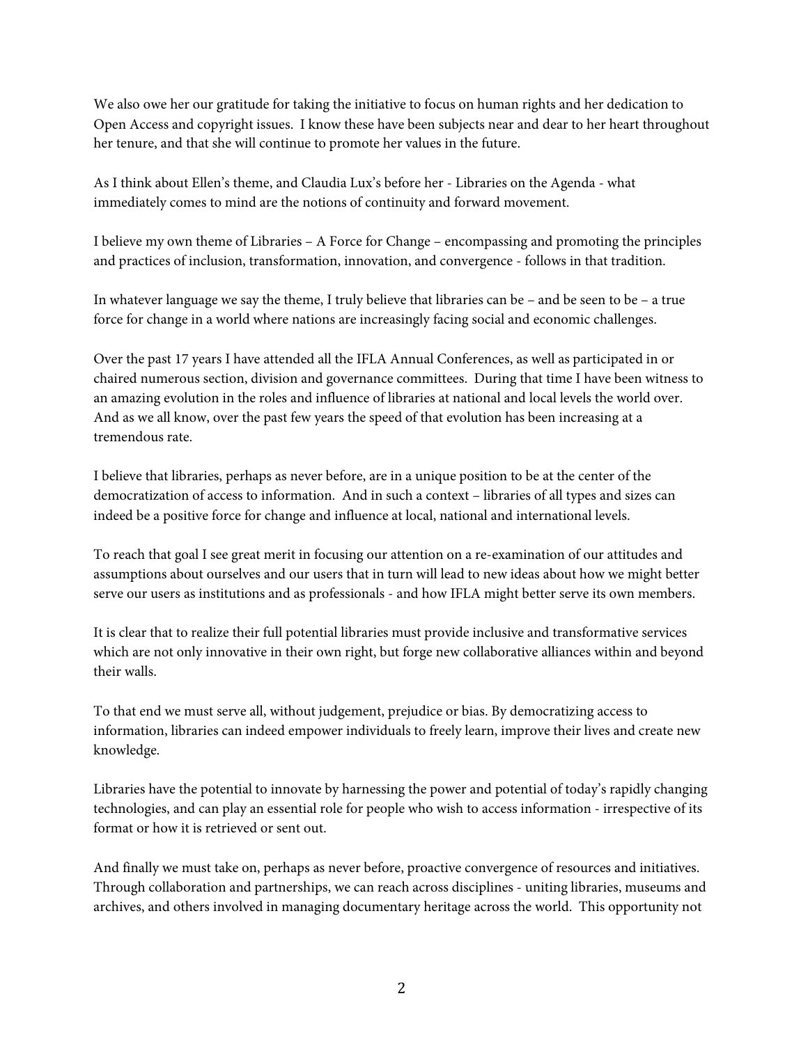We also owe her our gratitude for taking the initiative to focus on human rights and her dedication to Open Access and copyright issues. I know these have been subjects near and dear to her heart throughout her tenure, and that she will continue to promote her values in the future.

As I think about Ellen's theme, and Claudia Lux's before her - Libraries on the Agenda - what immediately comes to mind are the notions of continuity and forward movement.

I believe my own theme of Libraries – A Force for Change – encompassing and promoting the principles and practices of inclusion, transformation, innovation, and convergence - follows in that tradition.

In whatever language we say the theme, I truly believe that libraries can be – and be seen to be – a true force for change in a world where nations are increasingly facing social and economic challenges.

Over the past 17 years I have attended all the IFLA Annual Conferences, as well as participated in or chaired numerous section, division and governance committees. During that time I have been witness to an amazing evolution in the roles and influence of libraries at national and local levels the world over. And as we all know, over the past few years the speed of that evolution has been increasing at a tremendous rate.

I believe that libraries, perhaps as never before, are in a unique position to be at the center of the democratization of access to information. And in such a context – libraries of all types and sizes can indeed be a positive force for change and influence at local, national and international levels.

To reach that goal I see great merit in focusing our attention on a re-examination of our attitudes and assumptions about ourselves and our users that in turn will lead to new ideas about how we might better serve our users as institutions and as professionals - and how IFLA might better serve its own members.

It is clear that to realize their full potential libraries must provide inclusive and transformative services which are not only innovative in their own right, but forge new collaborative alliances within and beyond their walls.

To that end we must serve all, without judgement, prejudice or bias. By democratizing access to information, libraries can indeed empower individuals to freely learn, improve their lives and create new knowledge.

Libraries have the potential to innovate by harnessing the power and potential of today's rapidly changing technologies, and can play an essential role for people who wish to access information - irrespective of its format or how it is retrieved or sent out.

And finally we must take on, perhaps as never before, proactive convergence of resources and initiatives. Through collaboration and partnerships, we can reach across disciplines - uniting libraries, museums and archives, and others involved in managing documentary heritage across the world. This opportunity not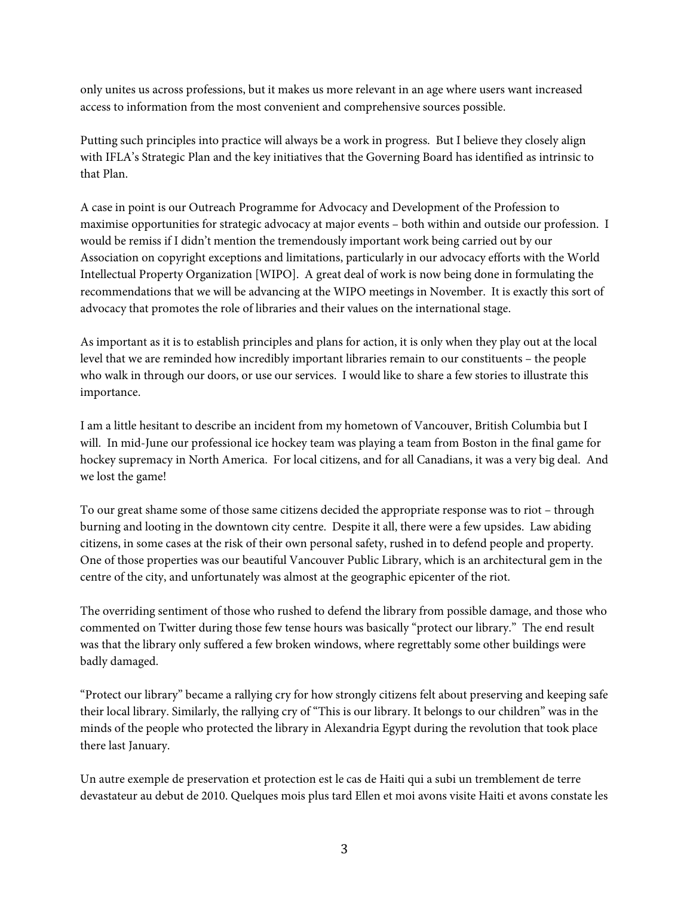only unites us across professions, but it makes us more relevant in an age where users want increased access to information from the most convenient and comprehensive sources possible.

Putting such principles into practice will always be a work in progress. But I believe they closely align with IFLA's Strategic Plan and the key initiatives that the Governing Board has identified as intrinsic to that Plan.

A case in point is our Outreach Programme for Advocacy and Development of the Profession to maximise opportunities for strategic advocacy at major events – both within and outside our profession. I would be remiss if I didn't mention the tremendously important work being carried out by our Association on copyright exceptions and limitations, particularly in our advocacy efforts with the World Intellectual Property Organization [WIPO]. A great deal of work is now being done in formulating the recommendations that we will be advancing at the WIPO meetings in November. It is exactly this sort of advocacy that promotes the role of libraries and their values on the international stage.

As important as it is to establish principles and plans for action, it is only when they play out at the local level that we are reminded how incredibly important libraries remain to our constituents – the people who walk in through our doors, or use our services. I would like to share a few stories to illustrate this importance.

I am a little hesitant to describe an incident from my hometown of Vancouver, British Columbia but I will. In mid-June our professional ice hockey team was playing a team from Boston in the final game for hockey supremacy in North America. For local citizens, and for all Canadians, it was a very big deal. And we lost the game!

To our great shame some of those same citizens decided the appropriate response was to riot – through burning and looting in the downtown city centre. Despite it all, there were a few upsides. Law abiding citizens, in some cases at the risk of their own personal safety, rushed in to defend people and property. One of those properties was our beautiful Vancouver Public Library, which is an architectural gem in the centre of the city, and unfortunately was almost at the geographic epicenter of the riot.

The overriding sentiment of those who rushed to defend the library from possible damage, and those who commented on Twitter during those few tense hours was basically "protect our library." The end result was that the library only suffered a few broken windows, where regrettably some other buildings were badly damaged.

"Protect our library" became a rallying cry for how strongly citizens felt about preserving and keeping safe their local library. Similarly, the rallying cry of "This is our library. It belongs to our children" was in the minds of the people who protected the library in Alexandria Egypt during the revolution that took place there last January.

Un autre exemple de preservation et protection est le cas de Haiti qui a subi un tremblement de terre devastateur au debut de 2010. Quelques mois plus tard Ellen et moi avons visite Haiti et avons constate les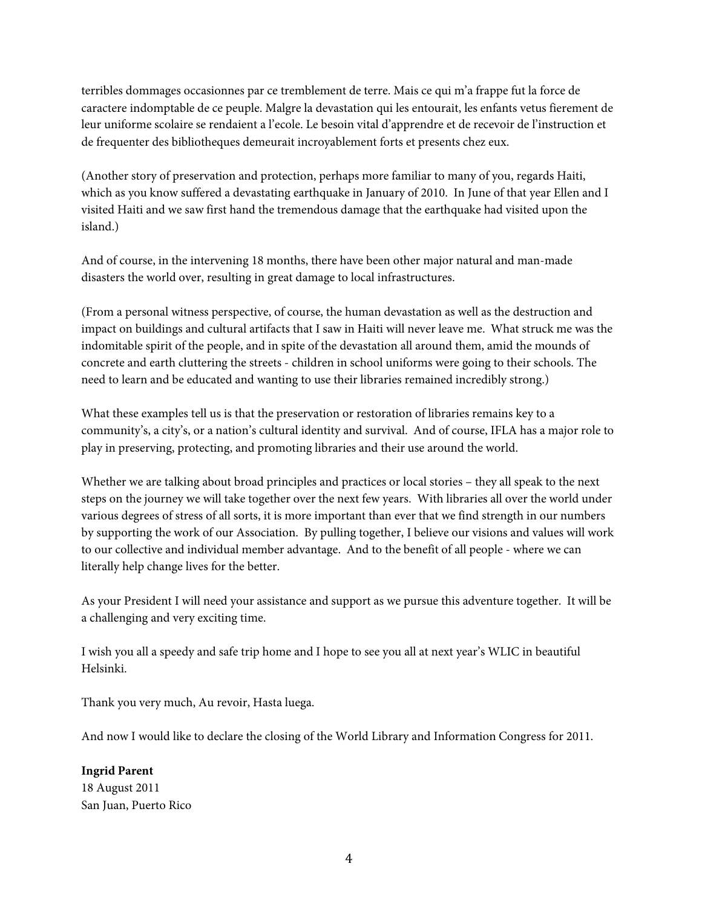terribles dommages occasionnes par ce tremblement de terre. Mais ce qui m'a frappe fut la force de caractere indomptable de ce peuple. Malgre la devastation qui les entourait, les enfants vetus fierement de leur uniforme scolaire se rendaient a l'ecole. Le besoin vital d'apprendre et de recevoir de l'instruction et de frequenter des bibliotheques demeurait incroyablement forts et presents chez eux.

(Another story of preservation and protection, perhaps more familiar to many of you, regards Haiti, which as you know suffered a devastating earthquake in January of 2010. In June of that year Ellen and I visited Haiti and we saw first hand the tremendous damage that the earthquake had visited upon the island.)

And of course, in the intervening 18 months, there have been other major natural and man-made disasters the world over, resulting in great damage to local infrastructures.

(From a personal witness perspective, of course, the human devastation as well as the destruction and impact on buildings and cultural artifacts that I saw in Haiti will never leave me. What struck me was the indomitable spirit of the people, and in spite of the devastation all around them, amid the mounds of concrete and earth cluttering the streets - children in school uniforms were going to their schools. The need to learn and be educated and wanting to use their libraries remained incredibly strong.)

What these examples tell us is that the preservation or restoration of libraries remains key to a community's, a city's, or a nation's cultural identity and survival. And of course, IFLA has a major role to play in preserving, protecting, and promoting libraries and their use around the world.

Whether we are talking about broad principles and practices or local stories – they all speak to the next steps on the journey we will take together over the next few years. With libraries all over the world under various degrees of stress of all sorts, it is more important than ever that we find strength in our numbers by supporting the work of our Association. By pulling together, I believe our visions and values will work to our collective and individual member advantage. And to the benefit of all people - where we can literally help change lives for the better.

As your President I will need your assistance and support as we pursue this adventure together. It will be a challenging and very exciting time.

I wish you all a speedy and safe trip home and I hope to see you all at next year's WLIC in beautiful Helsinki.

Thank you very much, Au revoir, Hasta luega.

And now I would like to declare the closing of the World Library and Information Congress for 2011.

**Ingrid Parent**
18 August 2011
San Juan, Puerto Rico